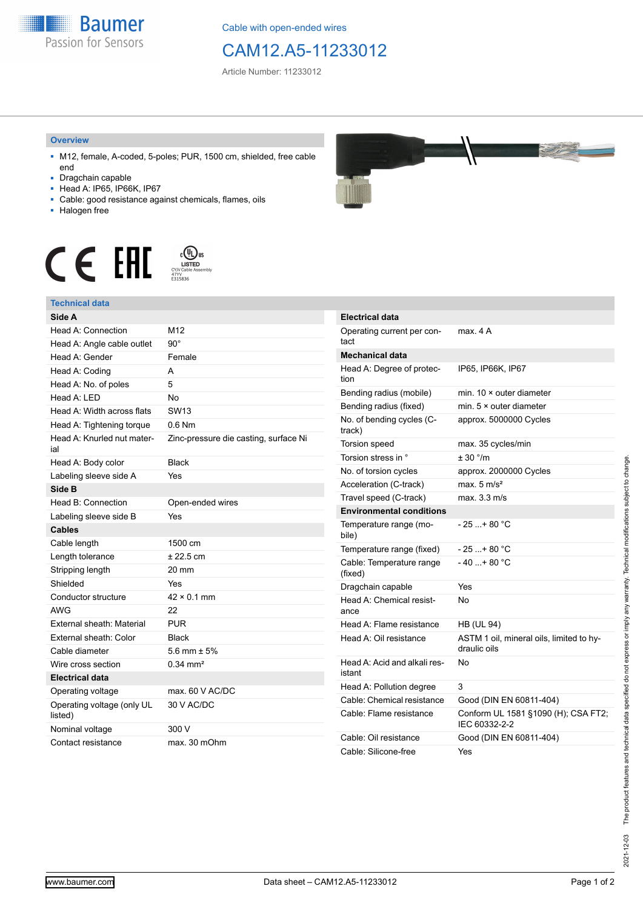Cable with open-ended wires

# CAM12.A5-11233012

Article Number: 11233012

## Overview

- M12, female, A-coded, 5-poles; PUR, 1500 cm, shielded, free cable end
- Dragchain capable
- Head A: IP65, IP66K, IP67
- Cable: good resistance against chemicals, flames, oils
- Halogen free

## Technical data

| **Side A** | |
|---|---|
| Head A: Connection | M12 |
| Head A: Angle cable outlet | 90° |
| Head A: Gender | Female |
| Head A: Coding | A |
| Head A: No. of poles | 5 |
| Head A: LED | No |
| Head A: Width across flats | SW13 |
| Head A: Tightening torque | 0.6 Nm |
| Head A: Knurled nut material | Zinc-pressure die casting, surface Ni |
| Head A: Body color | Black |
| Labeling sleeve side A | Yes |
| **Side B** | |
| Head B: Connection | Open-ended wires |
| Labeling sleeve side B | Yes |
| **Cables** | |
| Cable length | 1500 cm |
| Length tolerance | ± 22.5 cm |
| Stripping length | 20 mm |
| Shielded | Yes |
| Conductor structure | 42 × 0.1 mm |
| AWG | 22 |
| External sheath: Material | PUR |
| External sheath: Color | Black |
| Cable diameter | 5.6 mm ± 5% |
| Wire cross section | 0.34 mm² |
| **Electrical data** | |
| Operating voltage | max. 60 V AC/DC |
| Operating voltage (only UL listed) | 30 V AC/DC |
| Nominal voltage | 300 V |
| Contact resistance | max. 30 mOhm |

| **Electrical data** | |
|---|---|
| Operating current per contact | max. 4 A |
| **Mechanical data** | |
| Head A: Degree of protection | IP65, IP66K, IP67 |
| Bending radius (mobile) | min. 10 × outer diameter |
| Bending radius (fixed) | min. 5 × outer diameter |
| No. of bending cycles (C-track) | approx. 5000000 Cycles |
| Torsion speed | max. 35 cycles/min |
| Torsion stress in ° | ± 30 °/m |
| No. of torsion cycles | approx. 2000000 Cycles |
| Acceleration (C-track) | max. 5 m/s² |
| Travel speed (C-track) | max. 3.3 m/s |
| **Environmental conditions** | |
| Temperature range (mobile) | - 25 ...+ 80 °C |
| Temperature range (fixed) | - 25 ...+ 80 °C |
| Cable: Temperature range (fixed) | - 40 ...+ 80 °C |
| Dragchain capable | Yes |
| Head A: Chemical resistance | No |
| Head A: Flame resistance | HB (UL 94) |
| Head A: Oil resistance | ASTM 1 oil, mineral oils, limited to hydraulic oils |
| Head A: Acid and alkali resistant | No |
| Head A: Pollution degree | 3 |
| Cable: Chemical resistance | Good (DIN EN 60811-404) |
| Cable: Flame resistance | Conform UL 1581 §1090 (H); CSA FT2; IEC 60332-2-2 |
| Cable: Oil resistance | Good (DIN EN 60811-404) |
| Cable: Silicone-free | Yes |

2021-12-03 The product features and technical data specified do not express or imply any warranty. Technical modifications subject to change.

www.baumer.com — Data sheet – CAM12.A5-11233012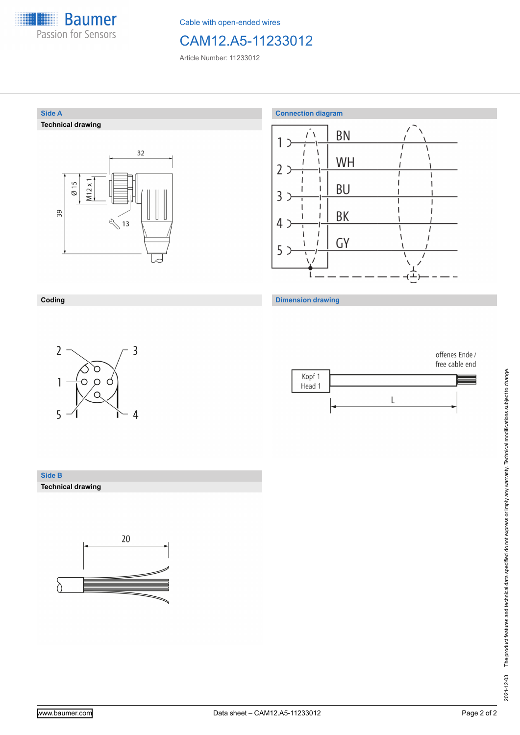Cable with open-ended wires

# CAM12.A5-11233012

Article Number: 11233012

## Side A

### Technical drawing

32

39

Ø 15

M12 x 1

13

## Connection diagram

1 BN

2 WH

3 BU

4 BK

5 GY

### Coding

2 3

1

5 4

## Dimension drawing

offenes Ende / free cable end

Kopf 1 Head 1

L

## Side B

### Technical drawing

20

The product features and technical data specified do not express or imply any warranty. Technical modifications subject to change.

2021-12-03

www.baumer.com

Data sheet – CAM12.A5-11233012